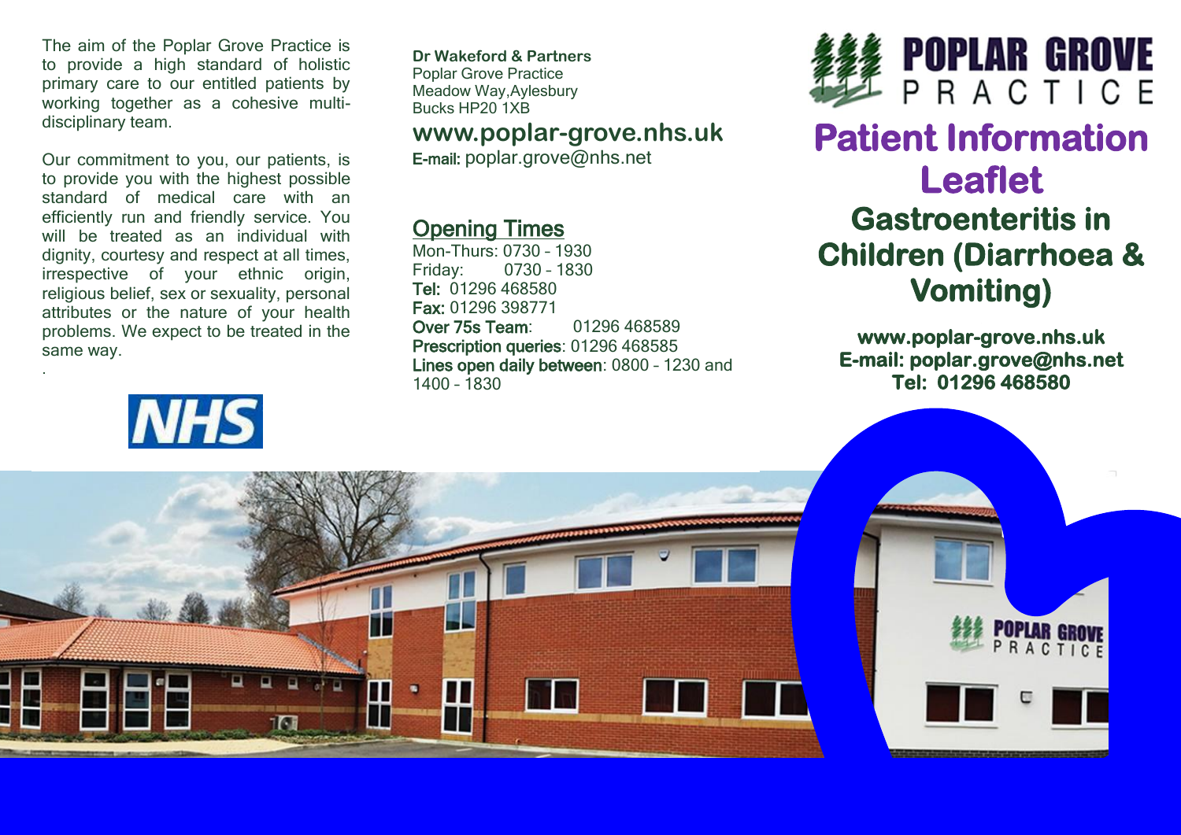The aim of the Poplar Grove Practice is to provide a high standard of holistic primary care to our entitled patients by working together as a cohesive multi-disciplinary team.

Our commitment to you, our patients, is to provide you with the highest possible standard of medical care with an efficiently run and friendly service. You will be treated as an individual with dignity, courtesy and respect at all times, irrespective of your ethnic origin, religious belief, sex or sexuality, personal attributes or the nature of your health problems. We expect to be treated in the same way.

NHS

**Dr Wakeford & Partners**
Poplar Grove Practice
Meadow Way,Aylesbury
Bucks HP20 1XB

**www.poplar-grove.nhs.uk**
**E-mail:** poplar.grove@nhs.net

## Opening Times

Mon-Thurs: 0730 – 1930
Friday: 0730 – 1830
**Tel:** 01296 468580
**Fax:** 01296 398771
**Over 75s Team**: 01296 468589
**Prescription queries**: 01296 468585
**Lines open daily between**: 0800 – 1230 and 1400 – 1830

POPLAR GROVE PRACTICE

# Patient Information Leaflet

## Gastroenteritis in Children (Diarrhoea & Vomiting)

**www.poplar-grove.nhs.uk**
**E-mail: poplar.grove@nhs.net**
**Tel: 01296 468580**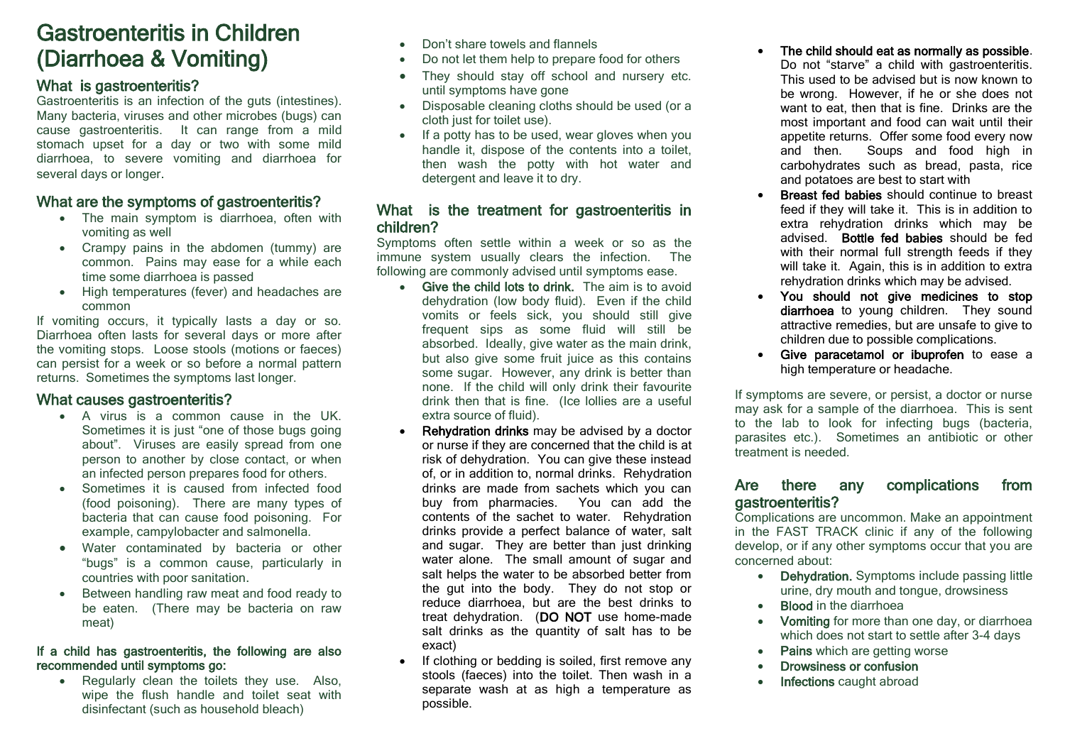# Gastroenteritis in Children (Diarrhoea & Vomiting)

## What is gastroenteritis?

Gastroenteritis is an infection of the guts (intestines). Many bacteria, viruses and other microbes (bugs) can cause gastroenteritis. It can range from a mild stomach upset for a day or two with some mild diarrhoea, to severe vomiting and diarrhoea for several days or longer.

## What are the symptoms of gastroenteritis?

- The main symptom is diarrhoea, often with vomiting as well
- Crampy pains in the abdomen (tummy) are common. Pains may ease for a while each time some diarrhoea is passed
- High temperatures (fever) and headaches are common

If vomiting occurs, it typically lasts a day or so. Diarrhoea often lasts for several days or more after the vomiting stops. Loose stools (motions or faeces) can persist for a week or so before a normal pattern returns. Sometimes the symptoms last longer.

## What causes gastroenteritis?

- A virus is a common cause in the UK. Sometimes it is just "one of those bugs going about". Viruses are easily spread from one person to another by close contact, or when an infected person prepares food for others.
- Sometimes it is caused from infected food (food poisoning). There are many types of bacteria that can cause food poisoning. For example, campylobacter and salmonella.
- Water contaminated by bacteria or other "bugs" is a common cause, particularly in countries with poor sanitation.
- Between handling raw meat and food ready to be eaten. (There may be bacteria on raw meat)

**If a child has gastroenteritis, the following are also recommended until symptoms go:**

- Regularly clean the toilets they use. Also, wipe the flush handle and toilet seat with disinfectant (such as household bleach)
- Don't share towels and flannels
- Do not let them help to prepare food for others
- They should stay off school and nursery etc. until symptoms have gone
- Disposable cleaning cloths should be used (or a cloth just for toilet use).
- If a potty has to be used, wear gloves when you handle it, dispose of the contents into a toilet, then wash the potty with hot water and detergent and leave it to dry.

## What is the treatment for gastroenteritis in children?

Symptoms often settle within a week or so as the immune system usually clears the infection. The following are commonly advised until symptoms ease.

- **Give the child lots to drink.** The aim is to avoid dehydration (low body fluid). Even if the child vomits or feels sick, you should still give frequent sips as some fluid will still be absorbed. Ideally, give water as the main drink, but also give some fruit juice as this contains some sugar. However, any drink is better than none. If the child will only drink their favourite drink then that is fine. (Ice lollies are a useful extra source of fluid).
- **Rehydration drinks** may be advised by a doctor or nurse if they are concerned that the child is at risk of dehydration. You can give these instead of, or in addition to, normal drinks. Rehydration drinks are made from sachets which you can buy from pharmacies. You can add the contents of the sachet to water. Rehydration drinks provide a perfect balance of water, salt and sugar. They are better than just drinking water alone. The small amount of sugar and salt helps the water to be absorbed better from the gut into the body. They do not stop or reduce diarrhoea, but are the best drinks to treat dehydration. (**DO NOT** use home-made salt drinks as the quantity of salt has to be exact)
- If clothing or bedding is soiled, first remove any stools (faeces) into the toilet. Then wash in a separate wash at as high a temperature as possible.
- **The child should eat as normally as possible**. Do not "starve" a child with gastroenteritis. This used to be advised but is now known to be wrong. However, if he or she does not want to eat, then that is fine. Drinks are the most important and food can wait until their appetite returns. Offer some food every now and then. Soups and food high in carbohydrates such as bread, pasta, rice and potatoes are best to start with
- **Breast fed babies** should continue to breast feed if they will take it. This is in addition to extra rehydration drinks which may be advised. **Bottle fed babies** should be fed with their normal full strength feeds if they will take it. Again, this is in addition to extra rehydration drinks which may be advised.
- **You should not give medicines to stop diarrhoea** to young children. They sound attractive remedies, but are unsafe to give to children due to possible complications.
- **Give paracetamol or ibuprofen** to ease a high temperature or headache.

If symptoms are severe, or persist, a doctor or nurse may ask for a sample of the diarrhoea. This is sent to the lab to look for infecting bugs (bacteria, parasites etc.). Sometimes an antibiotic or other treatment is needed.

## Are there any complications from gastroenteritis?

Complications are uncommon. Make an appointment in the FAST TRACK clinic if any of the following develop, or if any other symptoms occur that you are concerned about:

- **Dehydration.** Symptoms include passing little urine, dry mouth and tongue, drowsiness
- **Blood** in the diarrhoea
- **Vomiting** for more than one day, or diarrhoea which does not start to settle after 3-4 days
- **Pains** which are getting worse
- **Drowsiness or confusion**
- **Infections** caught abroad